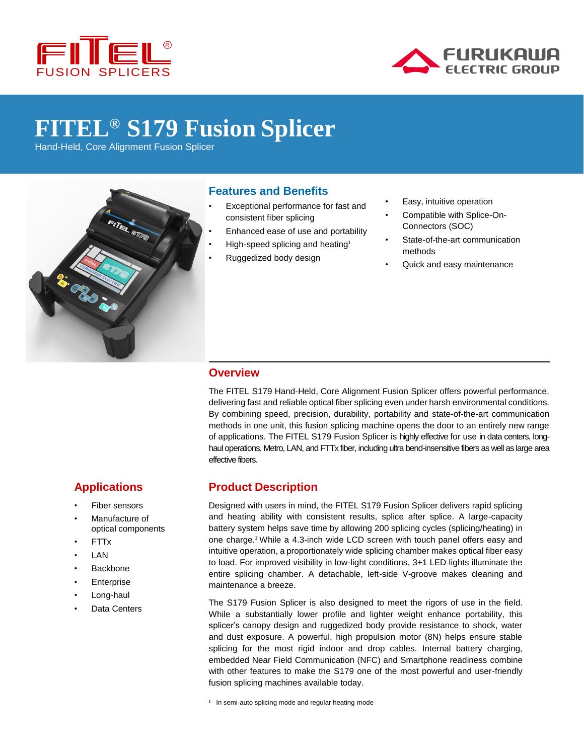FITEL® FUSION SPLICERS

FURUKAWA ELECTRIC GROUP

# FITEL® S179 Fusion Splicer

Hand-Held, Core Alignment Fusion Splicer

## Features and Benefits

- Exceptional performance for fast and consistent fiber splicing
- Enhanced ease of use and portability
- High-speed splicing and heating[1]
- Ruggedized body design
- Easy, intuitive operation
- Compatible with Splice-On-Connectors (SOC)
- State-of-the-art communication methods
- Quick and easy maintenance

## Overview

The FITEL S179 Hand-Held, Core Alignment Fusion Splicer offers powerful performance, delivering fast and reliable optical fiber splicing even under harsh environmental conditions. By combining speed, precision, durability, portability and state-of-the-art communication methods in one unit, this fusion splicing machine opens the door to an entirely new range of applications. The FITEL S179 Fusion Splicer is highly effective for use in data centers, long-haul operations, Metro, LAN, and FTTx fiber, including ultra bend-insensitive fibers as well as large area effective fibers.

## Applications

- Fiber sensors
- Manufacture of optical components
- FTTx
- LAN
- Backbone
- Enterprise
- Long-haul
- Data Centers

## Product Description

Designed with users in mind, the FITEL S179 Fusion Splicer delivers rapid splicing and heating ability with consistent results, splice after splice. A large-capacity battery system helps save time by allowing 200 splicing cycles (splicing/heating) in one charge.[1] While a 4.3-inch wide LCD screen with touch panel offers easy and intuitive operation, a proportionately wide splicing chamber makes optical fiber easy to load. For improved visibility in low-light conditions, 3+1 LED lights illuminate the entire splicing chamber. A detachable, left-side V-groove makes cleaning and maintenance a breeze.

The S179 Fusion Splicer is also designed to meet the rigors of use in the field. While a substantially lower profile and lighter weight enhance portability, this splicer's canopy design and ruggedized body provide resistance to shock, water and dust exposure. A powerful, high propulsion motor (8N) helps ensure stable splicing for the most rigid indoor and drop cables. Internal battery charging, embedded Near Field Communication (NFC) and Smartphone readiness combine with other features to make the S179 one of the most powerful and user-friendly fusion splicing machines available today.

[1] In semi-auto splicing mode and regular heating mode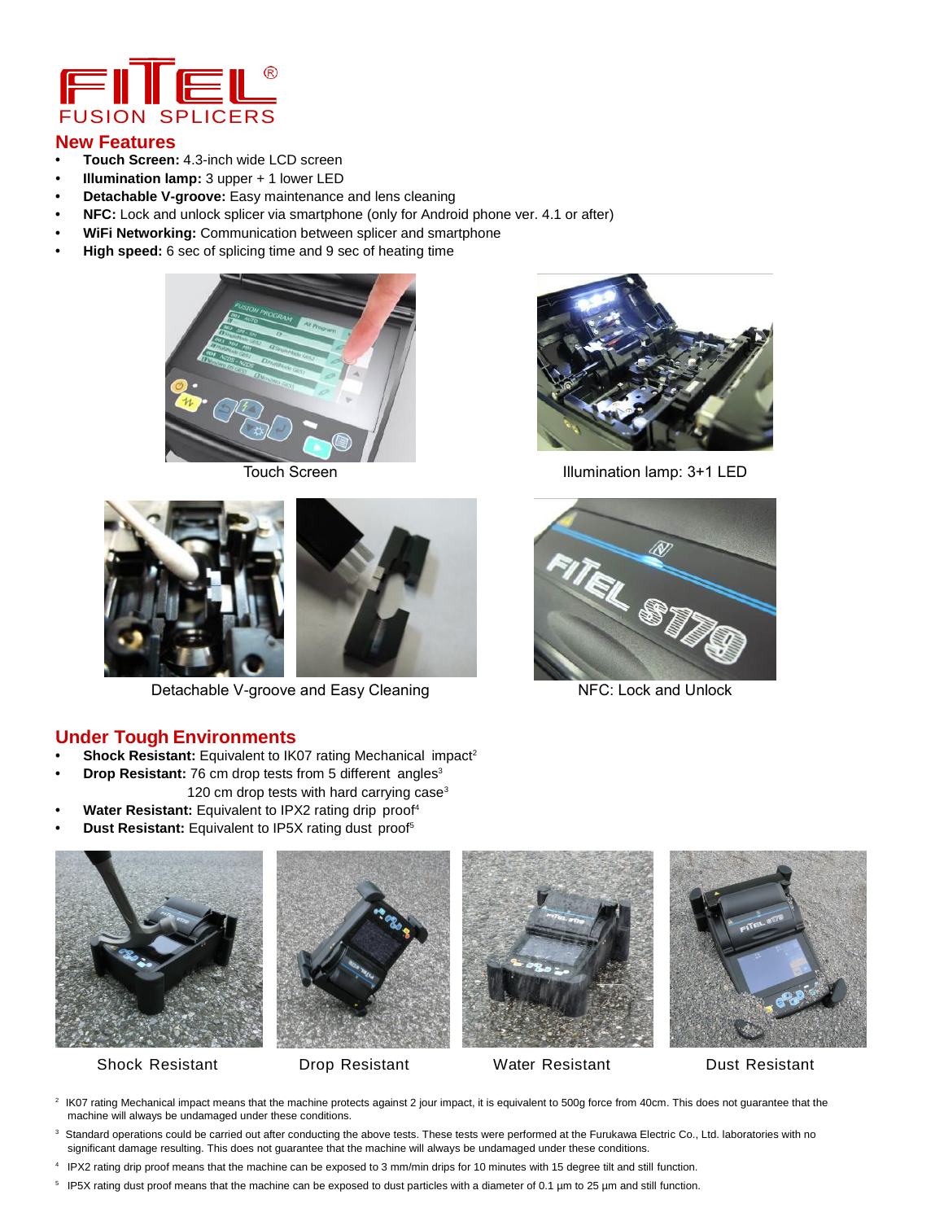FITEL®
FUSION SPLICERS

## New Features

- **Touch Screen:** 4.3-inch wide LCD screen
- **Illumination lamp:** 3 upper + 1 lower LED
- **Detachable V-groove:** Easy maintenance and lens cleaning
- **NFC:** Lock and unlock splicer via smartphone (only for Android phone ver. 4.1 or after)
- **WiFi Networking:** Communication between splicer and smartphone
- **High speed:** 6 sec of splicing time and 9 sec of heating time

Touch Screen

Illumination lamp: 3+1 LED

Detachable V-groove and Easy Cleaning

NFC: Lock and Unlock

## Under Tough Environments

- **Shock Resistant:** Equivalent to IK07 rating Mechanical impact[2]
- **Drop Resistant:** 76 cm drop tests from 5 different angles[3]
  120 cm drop tests with hard carrying case[3]
- **Water Resistant:** Equivalent to IPX2 rating drip proof[4]
- **Dust Resistant:** Equivalent to IP5X rating dust proof[5]

Shock Resistant

Drop Resistant

Water Resistant

Dust Resistant

[2] IK07 rating Mechanical impact means that the machine protects against 2 jour impact, it is equivalent to 500g force from 40cm. This does not guarantee that the machine will always be undamaged under these conditions.

[3] Standard operations could be carried out after conducting the above tests. These tests were performed at the Furukawa Electric Co., Ltd. laboratories with no significant damage resulting. This does not guarantee that the machine will always be undamaged under these conditions.

[4] IPX2 rating drip proof means that the machine can be exposed to 3 mm/min drips for 10 minutes with 15 degree tilt and still function.

[5] IP5X rating dust proof means that the machine can be exposed to dust particles with a diameter of 0.1 µm to 25 µm and still function.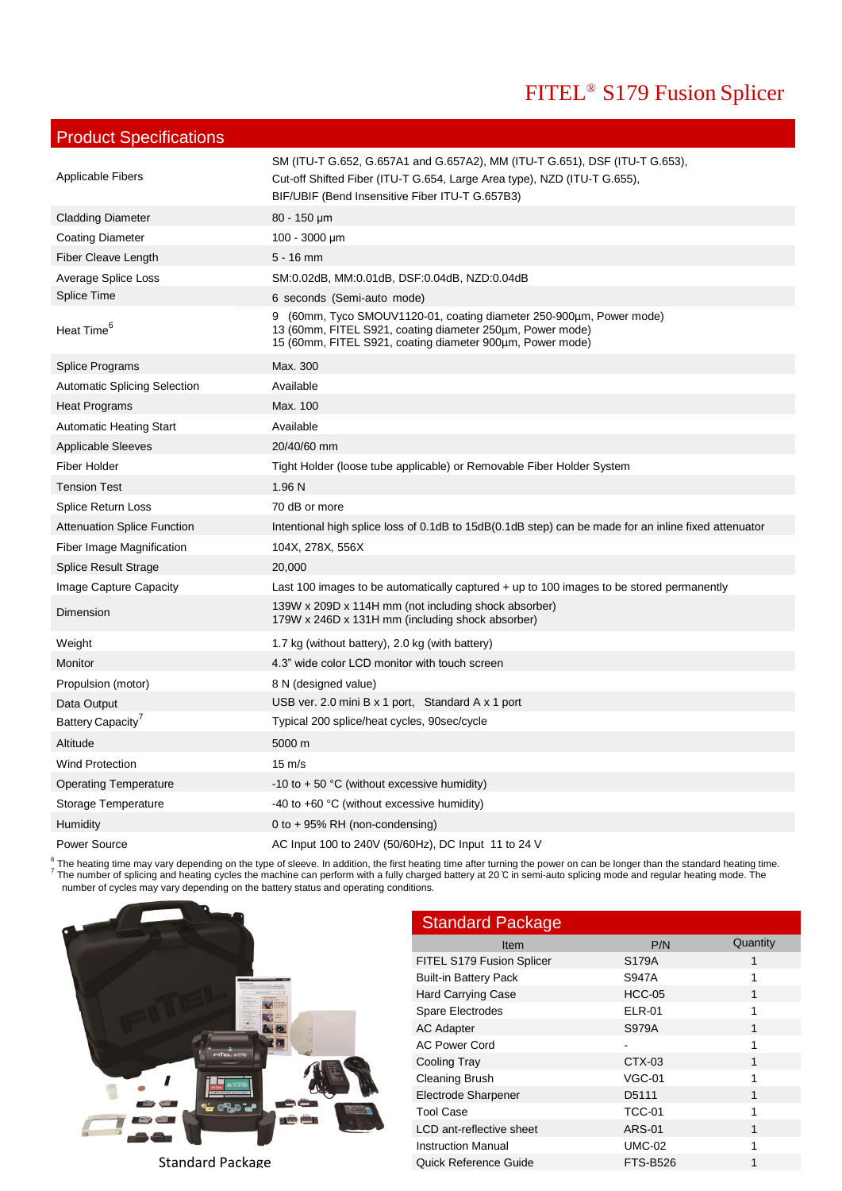# FITEL® S179 Fusion Splicer

## Product Specifications

| | |
|---|---|
| Applicable Fibers | SM (ITU-T G.652, G.657A1 and G.657A2), MM (ITU-T G.651), DSF (ITU-T G.653), Cut-off Shifted Fiber (ITU-T G.654, Large Area type), NZD (ITU-T G.655), BIF/UBIF (Bend Insensitive Fiber ITU-T G.657B3) |
| Cladding Diameter | 80 - 150 µm |
| Coating Diameter | 100 - 3000 µm |
| Fiber Cleave Length | 5 - 16 mm |
| Average Splice Loss | SM:0.02dB, MM:0.01dB, DSF:0.04dB, NZD:0.04dB |
| Splice Time | 6 seconds (Semi-auto mode) |
| Heat Time[6] | 9 (60mm, Tyco SMOUV1120-01, coating diameter 250-900µm, Power mode)<br>13 (60mm, FITEL S921, coating diameter 250µm, Power mode)<br>15 (60mm, FITEL S921, coating diameter 900µm, Power mode) |
| Splice Programs | Max. 300 |
| Automatic Splicing Selection | Available |
| Heat Programs | Max. 100 |
| Automatic Heating Start | Available |
| Applicable Sleeves | 20/40/60 mm |
| Fiber Holder | Tight Holder (loose tube applicable) or Removable Fiber Holder System |
| Tension Test | 1.96 N |
| Splice Return Loss | 70 dB or more |
| Attenuation Splice Function | Intentional high splice loss of 0.1dB to 15dB(0.1dB step) can be made for an inline fixed attenuator |
| Fiber Image Magnification | 104X, 278X, 556X |
| Splice Result Strage | 20,000 |
| Image Capture Capacity | Last 100 images to be automatically captured + up to 100 images to be stored permanently |
| Dimension | 139W x 209D x 114H mm (not including shock absorber)<br>179W x 246D x 131H mm (including shock absorber) |
| Weight | 1.7 kg (without battery), 2.0 kg (with battery) |
| Monitor | 4.3" wide color LCD monitor with touch screen |
| Propulsion (motor) | 8 N (designed value) |
| Data Output | USB ver. 2.0 mini B x 1 port, Standard A x 1 port |
| Battery Capacity[7] | Typical 200 splice/heat cycles, 90sec/cycle |
| Altitude | 5000 m |
| Wind Protection | 15 m/s |
| Operating Temperature | -10 to + 50 °C (without excessive humidity) |
| Storage Temperature | -40 to +60 °C (without excessive humidity) |
| Humidity | 0 to + 95% RH (non-condensing) |
| Power Source | AC Input 100 to 240V (50/60Hz), DC Input 11 to 24 V |

[6] The heating time may vary depending on the type of sleeve. In addition, the first heating time after turning the power on can be longer than the standard heating time.
[7] The number of splicing and heating cycles the machine can perform with a fully charged battery at 20℃ in semi-auto splicing mode and regular heating mode. The number of cycles may vary depending on the battery status and operating conditions.

Standard Package

## Standard Package

| Item | P/N | Quantity |
|---|---|---|
| FITEL S179 Fusion Splicer | S179A | 1 |
| Built-in Battery Pack | S947A | 1 |
| Hard Carrying Case | HCC-05 | 1 |
| Spare Electrodes | ELR-01 | 1 |
| AC Adapter | S979A | 1 |
| AC Power Cord | - | 1 |
| Cooling Tray | CTX-03 | 1 |
| Cleaning Brush | VGC-01 | 1 |
| Electrode Sharpener | D5111 | 1 |
| Tool Case | TCC-01 | 1 |
| LCD ant-reflective sheet | ARS-01 | 1 |
| Instruction Manual | UMC-02 | 1 |
| Quick Reference Guide | FTS-B526 | 1 |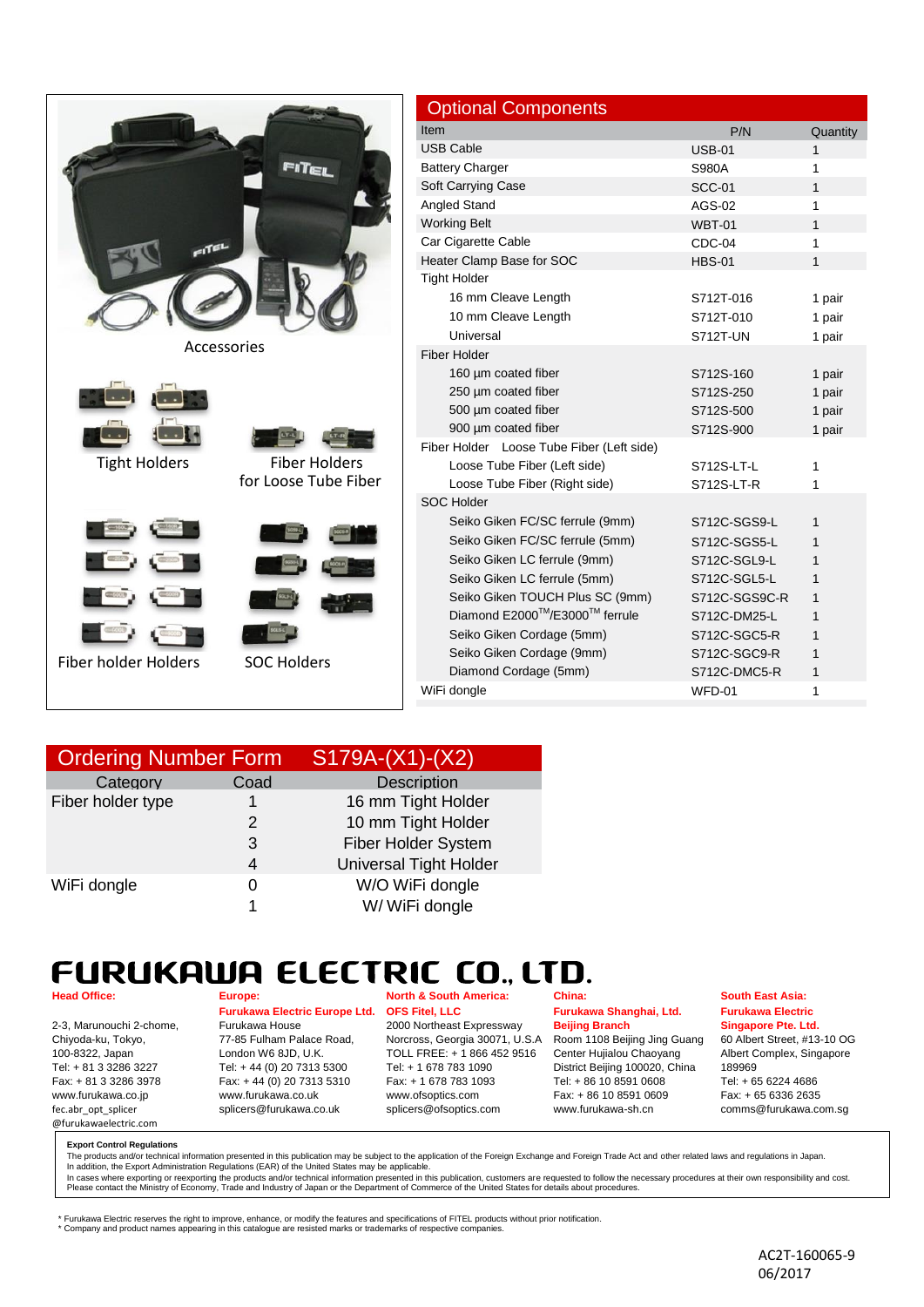Accessories

Tight Holders

Fiber Holders for Loose Tube Fiber

Fiber holder Holders

SOC Holders

## Optional Components

| Item | P/N | Quantity |
|---|---|---|
| USB Cable | USB-01 | 1 |
| Battery Charger | S980A | 1 |
| Soft Carrying Case | SCC-01 | 1 |
| Angled Stand | AGS-02 | 1 |
| Working Belt | WBT-01 | 1 |
| Car Cigarette Cable | CDC-04 | 1 |
| Heater Clamp Base for SOC | HBS-01 | 1 |
| Tight Holder | | |
| 16 mm Cleave Length | S712T-016 | 1 pair |
| 10 mm Cleave Length | S712T-010 | 1 pair |
| Universal | S712T-UN | 1 pair |
| Fiber Holder | | |
| 160 µm coated fiber | S712S-160 | 1 pair |
| 250 µm coated fiber | S712S-250 | 1 pair |
| 500 µm coated fiber | S712S-500 | 1 pair |
| 900 µm coated fiber | S712S-900 | 1 pair |
| Fiber Holder Loose Tube Fiber (Left side) | | |
| Loose Tube Fiber (Left side) | S712S-LT-L | 1 |
| Loose Tube Fiber (Right side) | S712S-LT-R | 1 |
| SOC Holder | | |
| Seiko Giken FC/SC ferrule (9mm) | S712C-SGS9-L | 1 |
| Seiko Giken FC/SC ferrule (5mm) | S712C-SGS5-L | 1 |
| Seiko Giken LC ferrule (9mm) | S712C-SGL9-L | 1 |
| Seiko Giken LC ferrule (5mm) | S712C-SGL5-L | 1 |
| Seiko Giken TOUCH Plus SC (9mm) | S712C-SGS9C-R | 1 |
| Diamond E2000™/E3000™ ferrule | S712C-DM25-L | 1 |
| Seiko Giken Cordage (5mm) | S712C-SGC5-R | 1 |
| Seiko Giken Cordage (9mm) | S712C-SGC9-R | 1 |
| Diamond Cordage (5mm) | S712C-DMC5-R | 1 |
| WiFi dongle | WFD-01 | 1 |

## Ordering Number Form S179A-(X1)-(X2)

| Category | Coad | Description |
|---|---|---|
| Fiber holder type | 1 | 16 mm Tight Holder |
| | 2 | 10 mm Tight Holder |
| | 3 | Fiber Holder System |
| | 4 | Universal Tight Holder |
| WiFi dongle | 0 | W/O WiFi dongle |
| | 1 | W/ WiFi dongle |

# FURUKAWA ELECTRIC CO., LTD.

**Head Office:**
2-3, Marunouchi 2-chome, Chiyoda-ku, Tokyo, 100-8322, Japan
Tel: + 81 3 3286 3227
Fax: + 81 3 3286 3978
www.furukawa.co.jp
fec.abr_opt_splicer@furukawaelectric.com

**Europe:**
**Furukawa Electric Europe Ltd.**
Furukawa House
77-85 Fulham Palace Road, London W6 8JD, U.K.
Tel: + 44 (0) 20 7313 5300
Fax: + 44 (0) 20 7313 5310
www.furukawa.co.uk
splicers@furukawa.co.uk

**North & South America:**
**OFS Fitel, LLC**
2000 Northeast Expressway
Norcross, Georgia 30071, U.S.A
TOLL FREE: + 1 866 452 9516
Tel: + 1 678 783 1090
Fax: + 1 678 783 1093
www.ofsoptics.com
splicers@ofsoptics.com

**China:**
**Furukawa Shanghai, Ltd. Beijing Branch**
Room 1108 Beijing Jing Guang Center Hujialou Chaoyang District Beijing 100020, China
Tel: + 86 10 8591 0608
Fax: + 86 10 8591 0609
www.furukawa-sh.cn

**South East Asia:**
**Furukawa Electric Singapore Pte. Ltd.**
60 Albert Street, #13-10 OG Albert Complex, Singapore 189969
Tel: + 65 6224 4686
Fax: + 65 6336 2635
comms@furukawa.com.sg

**Export Control Regulations**
The products and/or technical information presented in this publication may be subject to the application of the Foreign Exchange and Foreign Trade Act and other related laws and regulations in Japan.
In addition, the Export Administration Regulations (EAR) of the United States may be applicable.
In cases where exporting or reexporting the products and/or technical information presented in this publication, customers are requested to follow the necessary procedures at their own responsibility and cost.
Please contact the Ministry of Economy, Trade and Industry of Japan or the Department of Commerce of the United States for details about procedures.

* Furukawa Electric reserves the right to improve, enhance, or modify the features and specifications of FITEL products without prior notification.
* Company and product names appearing in this catalogue are resisted marks or trademarks of respective companies.

AC2T-160065-9
06/2017